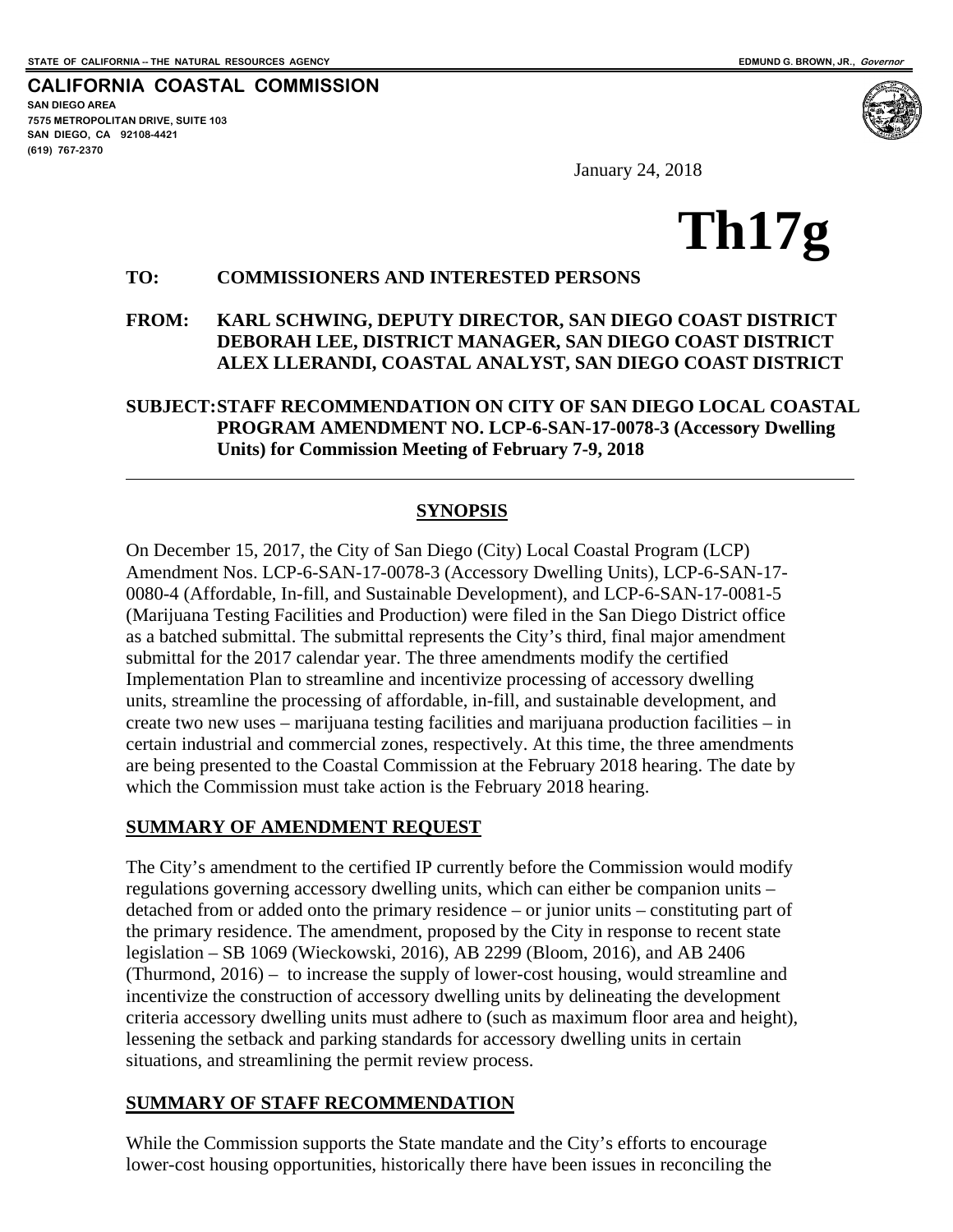STATE OF CALIFORNIA -- THE NATURAL RESOURCES AGENCY

EDMUND G. BROWN, JR., *Governor*

**CALIFORNIA COASTAL COMMISSION**
SAN DIEGO AREA
7575 METROPOLITAN DRIVE, SUITE 103
SAN DIEGO, CA 92108-4421
(619) 767-2370

January 24, 2018

# Th17g

**TO:** **COMMISSIONERS AND INTERESTED PERSONS**

**FROM:** **KARL SCHWING, DEPUTY DIRECTOR, SAN DIEGO COAST DISTRICT**
**DEBORAH LEE, DISTRICT MANAGER, SAN DIEGO COAST DISTRICT**
**ALEX LLERANDI, COASTAL ANALYST, SAN DIEGO COAST DISTRICT**

**SUBJECT: STAFF RECOMMENDATION ON CITY OF SAN DIEGO LOCAL COASTAL PROGRAM AMENDMENT NO. LCP-6-SAN-17-0078-3 (Accessory Dwelling Units) for Commission Meeting of February 7-9, 2018**

---

## SYNOPSIS

On December 15, 2017, the City of San Diego (City) Local Coastal Program (LCP) Amendment Nos. LCP-6-SAN-17-0078-3 (Accessory Dwelling Units), LCP-6-SAN-17-0080-4 (Affordable, In-fill, and Sustainable Development), and LCP-6-SAN-17-0081-5 (Marijuana Testing Facilities and Production) were filed in the San Diego District office as a batched submittal. The submittal represents the City's third, final major amendment submittal for the 2017 calendar year. The three amendments modify the certified Implementation Plan to streamline and incentivize processing of accessory dwelling units, streamline the processing of affordable, in-fill, and sustainable development, and create two new uses – marijuana testing facilities and marijuana production facilities – in certain industrial and commercial zones, respectively. At this time, the three amendments are being presented to the Coastal Commission at the February 2018 hearing. The date by which the Commission must take action is the February 2018 hearing.

## SUMMARY OF AMENDMENT REQUEST

The City's amendment to the certified IP currently before the Commission would modify regulations governing accessory dwelling units, which can either be companion units – detached from or added onto the primary residence – or junior units – constituting part of the primary residence. The amendment, proposed by the City in response to recent state legislation – SB 1069 (Wieckowski, 2016), AB 2299 (Bloom, 2016), and AB 2406 (Thurmond, 2016) – to increase the supply of lower-cost housing, would streamline and incentivize the construction of accessory dwelling units by delineating the development criteria accessory dwelling units must adhere to (such as maximum floor area and height), lessening the setback and parking standards for accessory dwelling units in certain situations, and streamlining the permit review process.

## SUMMARY OF STAFF RECOMMENDATION

While the Commission supports the State mandate and the City's efforts to encourage lower-cost housing opportunities, historically there have been issues in reconciling the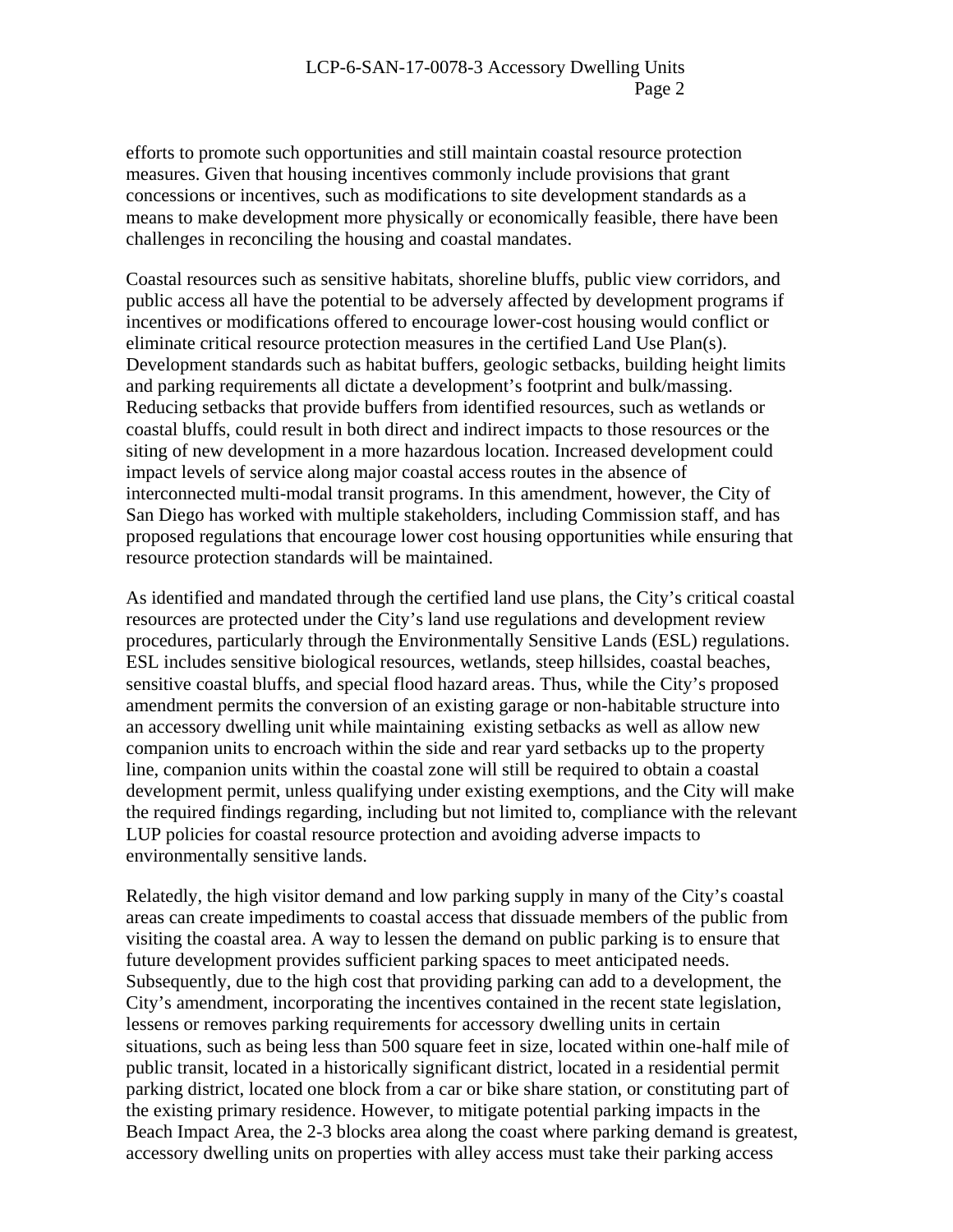efforts to promote such opportunities and still maintain coastal resource protection measures. Given that housing incentives commonly include provisions that grant concessions or incentives, such as modifications to site development standards as a means to make development more physically or economically feasible, there have been challenges in reconciling the housing and coastal mandates.

Coastal resources such as sensitive habitats, shoreline bluffs, public view corridors, and public access all have the potential to be adversely affected by development programs if incentives or modifications offered to encourage lower-cost housing would conflict or eliminate critical resource protection measures in the certified Land Use Plan(s). Development standards such as habitat buffers, geologic setbacks, building height limits and parking requirements all dictate a development's footprint and bulk/massing. Reducing setbacks that provide buffers from identified resources, such as wetlands or coastal bluffs, could result in both direct and indirect impacts to those resources or the siting of new development in a more hazardous location. Increased development could impact levels of service along major coastal access routes in the absence of interconnected multi-modal transit programs. In this amendment, however, the City of San Diego has worked with multiple stakeholders, including Commission staff, and has proposed regulations that encourage lower cost housing opportunities while ensuring that resource protection standards will be maintained.

As identified and mandated through the certified land use plans, the City's critical coastal resources are protected under the City's land use regulations and development review procedures, particularly through the Environmentally Sensitive Lands (ESL) regulations. ESL includes sensitive biological resources, wetlands, steep hillsides, coastal beaches, sensitive coastal bluffs, and special flood hazard areas. Thus, while the City's proposed amendment permits the conversion of an existing garage or non-habitable structure into an accessory dwelling unit while maintaining existing setbacks as well as allow new companion units to encroach within the side and rear yard setbacks up to the property line, companion units within the coastal zone will still be required to obtain a coastal development permit, unless qualifying under existing exemptions, and the City will make the required findings regarding, including but not limited to, compliance with the relevant LUP policies for coastal resource protection and avoiding adverse impacts to environmentally sensitive lands.

Relatedly, the high visitor demand and low parking supply in many of the City's coastal areas can create impediments to coastal access that dissuade members of the public from visiting the coastal area. A way to lessen the demand on public parking is to ensure that future development provides sufficient parking spaces to meet anticipated needs. Subsequently, due to the high cost that providing parking can add to a development, the City's amendment, incorporating the incentives contained in the recent state legislation, lessens or removes parking requirements for accessory dwelling units in certain situations, such as being less than 500 square feet in size, located within one-half mile of public transit, located in a historically significant district, located in a residential permit parking district, located one block from a car or bike share station, or constituting part of the existing primary residence. However, to mitigate potential parking impacts in the Beach Impact Area, the 2-3 blocks area along the coast where parking demand is greatest, accessory dwelling units on properties with alley access must take their parking access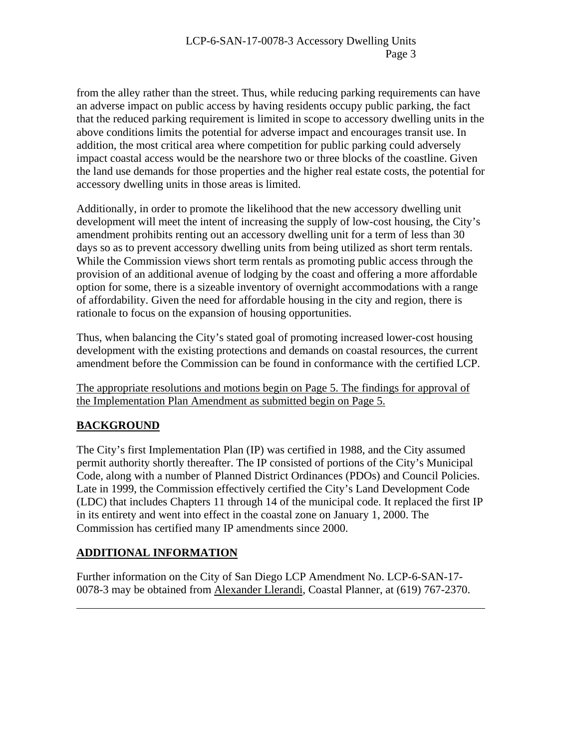from the alley rather than the street. Thus, while reducing parking requirements can have an adverse impact on public access by having residents occupy public parking, the fact that the reduced parking requirement is limited in scope to accessory dwelling units in the above conditions limits the potential for adverse impact and encourages transit use. In addition, the most critical area where competition for public parking could adversely impact coastal access would be the nearshore two or three blocks of the coastline. Given the land use demands for those properties and the higher real estate costs, the potential for accessory dwelling units in those areas is limited.

Additionally, in order to promote the likelihood that the new accessory dwelling unit development will meet the intent of increasing the supply of low-cost housing, the City's amendment prohibits renting out an accessory dwelling unit for a term of less than 30 days so as to prevent accessory dwelling units from being utilized as short term rentals. While the Commission views short term rentals as promoting public access through the provision of an additional avenue of lodging by the coast and offering a more affordable option for some, there is a sizeable inventory of overnight accommodations with a range of affordability. Given the need for affordable housing in the city and region, there is rationale to focus on the expansion of housing opportunities.

Thus, when balancing the City's stated goal of promoting increased lower-cost housing development with the existing protections and demands on coastal resources, the current amendment before the Commission can be found in conformance with the certified LCP.

The appropriate resolutions and motions begin on Page 5. The findings for approval of the Implementation Plan Amendment as submitted begin on Page 5.

## BACKGROUND

The City's first Implementation Plan (IP) was certified in 1988, and the City assumed permit authority shortly thereafter. The IP consisted of portions of the City's Municipal Code, along with a number of Planned District Ordinances (PDOs) and Council Policies. Late in 1999, the Commission effectively certified the City's Land Development Code (LDC) that includes Chapters 11 through 14 of the municipal code. It replaced the first IP in its entirety and went into effect in the coastal zone on January 1, 2000. The Commission has certified many IP amendments since 2000.

## ADDITIONAL INFORMATION

Further information on the City of San Diego LCP Amendment No. LCP-6-SAN-17-0078-3 may be obtained from Alexander Llerandi, Coastal Planner, at (619) 767-2370.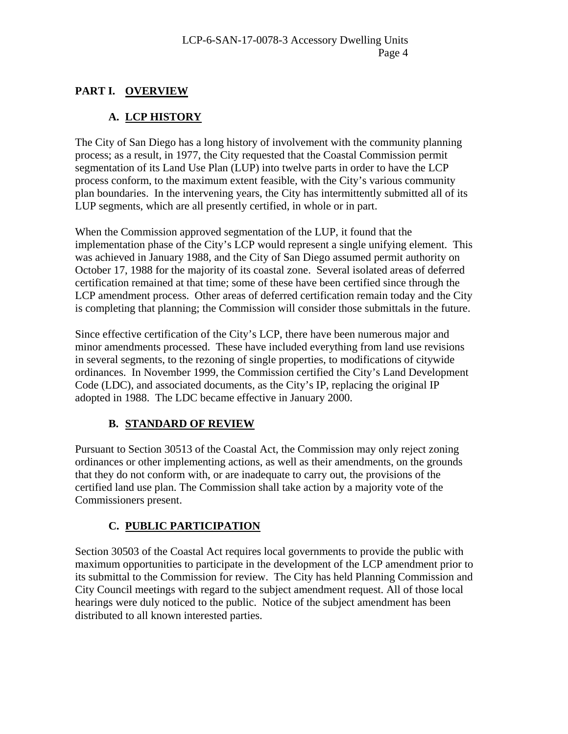## PART I. OVERVIEW

### A. LCP HISTORY

The City of San Diego has a long history of involvement with the community planning process; as a result, in 1977, the City requested that the Coastal Commission permit segmentation of its Land Use Plan (LUP) into twelve parts in order to have the LCP process conform, to the maximum extent feasible, with the City's various community plan boundaries. In the intervening years, the City has intermittently submitted all of its LUP segments, which are all presently certified, in whole or in part.

When the Commission approved segmentation of the LUP, it found that the implementation phase of the City's LCP would represent a single unifying element. This was achieved in January 1988, and the City of San Diego assumed permit authority on October 17, 1988 for the majority of its coastal zone. Several isolated areas of deferred certification remained at that time; some of these have been certified since through the LCP amendment process. Other areas of deferred certification remain today and the City is completing that planning; the Commission will consider those submittals in the future.

Since effective certification of the City's LCP, there have been numerous major and minor amendments processed. These have included everything from land use revisions in several segments, to the rezoning of single properties, to modifications of citywide ordinances. In November 1999, the Commission certified the City's Land Development Code (LDC), and associated documents, as the City's IP, replacing the original IP adopted in 1988. The LDC became effective in January 2000.

### B. STANDARD OF REVIEW

Pursuant to Section 30513 of the Coastal Act, the Commission may only reject zoning ordinances or other implementing actions, as well as their amendments, on the grounds that they do not conform with, or are inadequate to carry out, the provisions of the certified land use plan. The Commission shall take action by a majority vote of the Commissioners present.

### C. PUBLIC PARTICIPATION

Section 30503 of the Coastal Act requires local governments to provide the public with maximum opportunities to participate in the development of the LCP amendment prior to its submittal to the Commission for review. The City has held Planning Commission and City Council meetings with regard to the subject amendment request. All of those local hearings were duly noticed to the public. Notice of the subject amendment has been distributed to all known interested parties.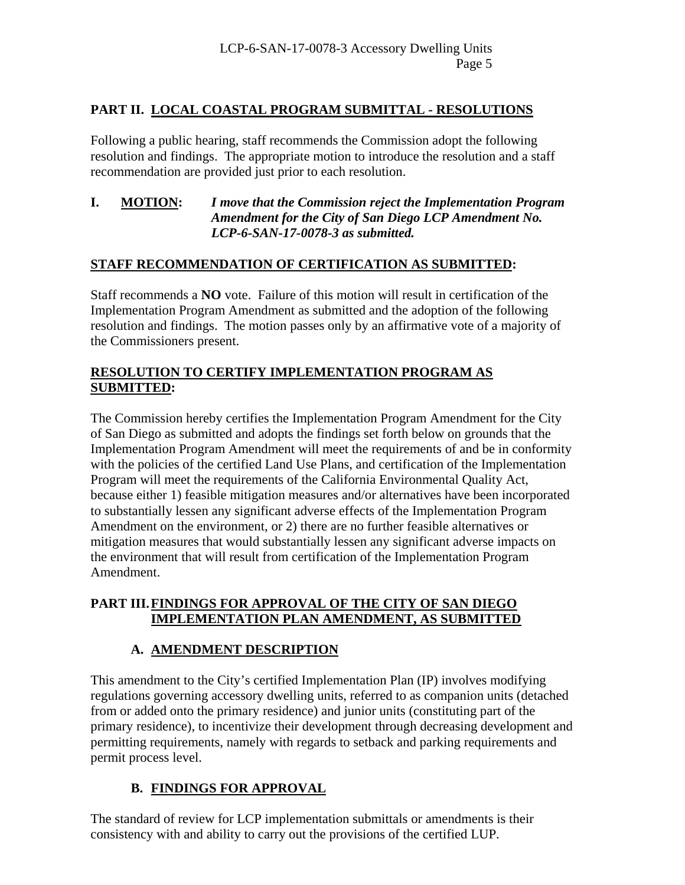## PART II. LOCAL COASTAL PROGRAM SUBMITTAL - RESOLUTIONS

Following a public hearing, staff recommends the Commission adopt the following resolution and findings. The appropriate motion to introduce the resolution and a staff recommendation are provided just prior to each resolution.

**I. MOTION:** ***I move that the Commission reject the Implementation Program Amendment for the City of San Diego LCP Amendment No. LCP-6-SAN-17-0078-3 as submitted.***

**STAFF RECOMMENDATION OF CERTIFICATION AS SUBMITTED:**

Staff recommends a **NO** vote. Failure of this motion will result in certification of the Implementation Program Amendment as submitted and the adoption of the following resolution and findings. The motion passes only by an affirmative vote of a majority of the Commissioners present.

**RESOLUTION TO CERTIFY IMPLEMENTATION PROGRAM AS SUBMITTED:**

The Commission hereby certifies the Implementation Program Amendment for the City of San Diego as submitted and adopts the findings set forth below on grounds that the Implementation Program Amendment will meet the requirements of and be in conformity with the policies of the certified Land Use Plans, and certification of the Implementation Program will meet the requirements of the California Environmental Quality Act, because either 1) feasible mitigation measures and/or alternatives have been incorporated to substantially lessen any significant adverse effects of the Implementation Program Amendment on the environment, or 2) there are no further feasible alternatives or mitigation measures that would substantially lessen any significant adverse impacts on the environment that will result from certification of the Implementation Program Amendment.

## PART III. FINDINGS FOR APPROVAL OF THE CITY OF SAN DIEGO IMPLEMENTATION PLAN AMENDMENT, AS SUBMITTED

### A. AMENDMENT DESCRIPTION

This amendment to the City's certified Implementation Plan (IP) involves modifying regulations governing accessory dwelling units, referred to as companion units (detached from or added onto the primary residence) and junior units (constituting part of the primary residence), to incentivize their development through decreasing development and permitting requirements, namely with regards to setback and parking requirements and permit process level.

### B. FINDINGS FOR APPROVAL

The standard of review for LCP implementation submittals or amendments is their consistency with and ability to carry out the provisions of the certified LUP.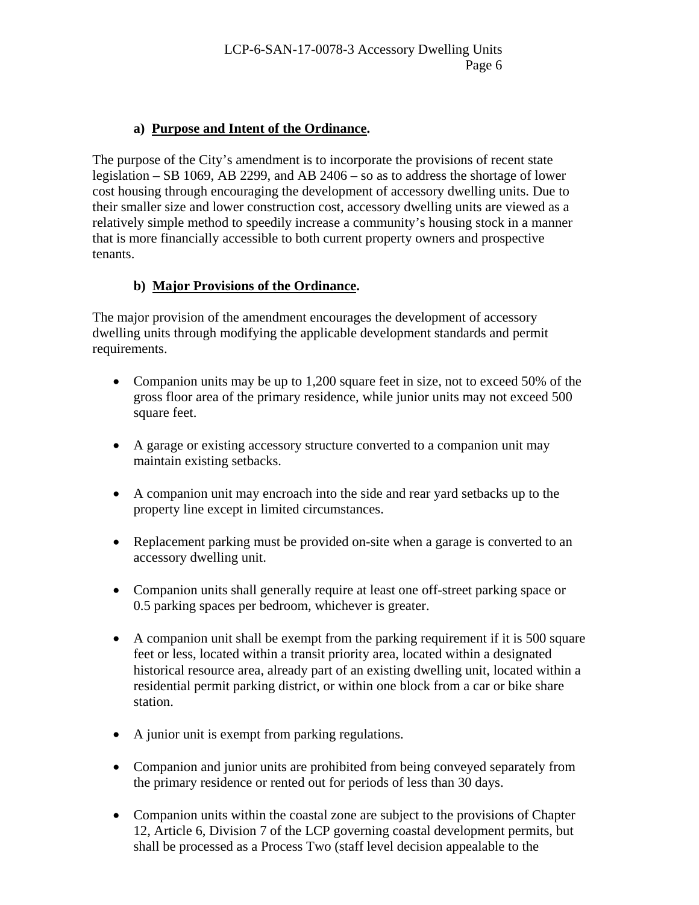**a) Purpose and Intent of the Ordinance.**

The purpose of the City's amendment is to incorporate the provisions of recent state legislation – SB 1069, AB 2299, and AB 2406 – so as to address the shortage of lower cost housing through encouraging the development of accessory dwelling units. Due to their smaller size and lower construction cost, accessory dwelling units are viewed as a relatively simple method to speedily increase a community's housing stock in a manner that is more financially accessible to both current property owners and prospective tenants.

**b) Major Provisions of the Ordinance.**

The major provision of the amendment encourages the development of accessory dwelling units through modifying the applicable development standards and permit requirements.

- Companion units may be up to 1,200 square feet in size, not to exceed 50% of the gross floor area of the primary residence, while junior units may not exceed 500 square feet.
- A garage or existing accessory structure converted to a companion unit may maintain existing setbacks.
- A companion unit may encroach into the side and rear yard setbacks up to the property line except in limited circumstances.
- Replacement parking must be provided on-site when a garage is converted to an accessory dwelling unit.
- Companion units shall generally require at least one off-street parking space or 0.5 parking spaces per bedroom, whichever is greater.
- A companion unit shall be exempt from the parking requirement if it is 500 square feet or less, located within a transit priority area, located within a designated historical resource area, already part of an existing dwelling unit, located within a residential permit parking district, or within one block from a car or bike share station.
- A junior unit is exempt from parking regulations.
- Companion and junior units are prohibited from being conveyed separately from the primary residence or rented out for periods of less than 30 days.
- Companion units within the coastal zone are subject to the provisions of Chapter 12, Article 6, Division 7 of the LCP governing coastal development permits, but shall be processed as a Process Two (staff level decision appealable to the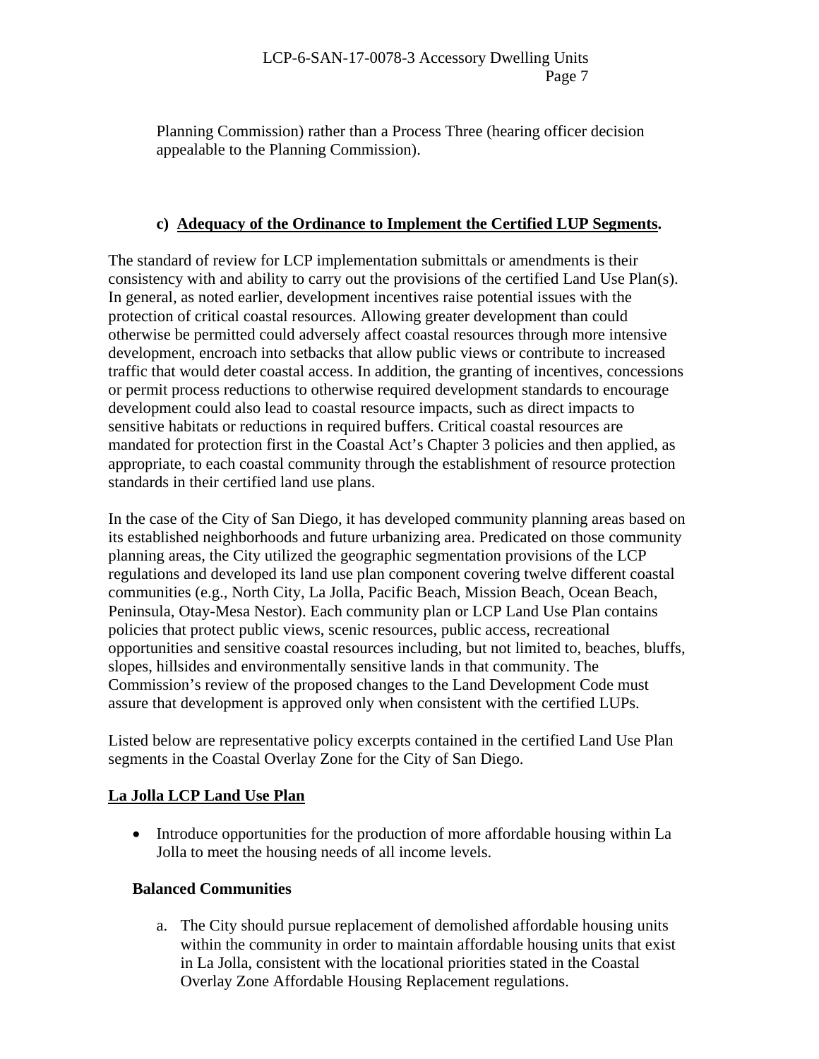Planning Commission) rather than a Process Three (hearing officer decision appealable to the Planning Commission).

**c) Adequacy of the Ordinance to Implement the Certified LUP Segments.**

The standard of review for LCP implementation submittals or amendments is their consistency with and ability to carry out the provisions of the certified Land Use Plan(s). In general, as noted earlier, development incentives raise potential issues with the protection of critical coastal resources. Allowing greater development than could otherwise be permitted could adversely affect coastal resources through more intensive development, encroach into setbacks that allow public views or contribute to increased traffic that would deter coastal access. In addition, the granting of incentives, concessions or permit process reductions to otherwise required development standards to encourage development could also lead to coastal resource impacts, such as direct impacts to sensitive habitats or reductions in required buffers. Critical coastal resources are mandated for protection first in the Coastal Act's Chapter 3 policies and then applied, as appropriate, to each coastal community through the establishment of resource protection standards in their certified land use plans.

In the case of the City of San Diego, it has developed community planning areas based on its established neighborhoods and future urbanizing area. Predicated on those community planning areas, the City utilized the geographic segmentation provisions of the LCP regulations and developed its land use plan component covering twelve different coastal communities (e.g., North City, La Jolla, Pacific Beach, Mission Beach, Ocean Beach, Peninsula, Otay-Mesa Nestor). Each community plan or LCP Land Use Plan contains policies that protect public views, scenic resources, public access, recreational opportunities and sensitive coastal resources including, but not limited to, beaches, bluffs, slopes, hillsides and environmentally sensitive lands in that community. The Commission's review of the proposed changes to the Land Development Code must assure that development is approved only when consistent with the certified LUPs.

Listed below are representative policy excerpts contained in the certified Land Use Plan segments in the Coastal Overlay Zone for the City of San Diego.

**La Jolla LCP Land Use Plan**

- Introduce opportunities for the production of more affordable housing within La Jolla to meet the housing needs of all income levels.

**Balanced Communities**

a. The City should pursue replacement of demolished affordable housing units within the community in order to maintain affordable housing units that exist in La Jolla, consistent with the locational priorities stated in the Coastal Overlay Zone Affordable Housing Replacement regulations.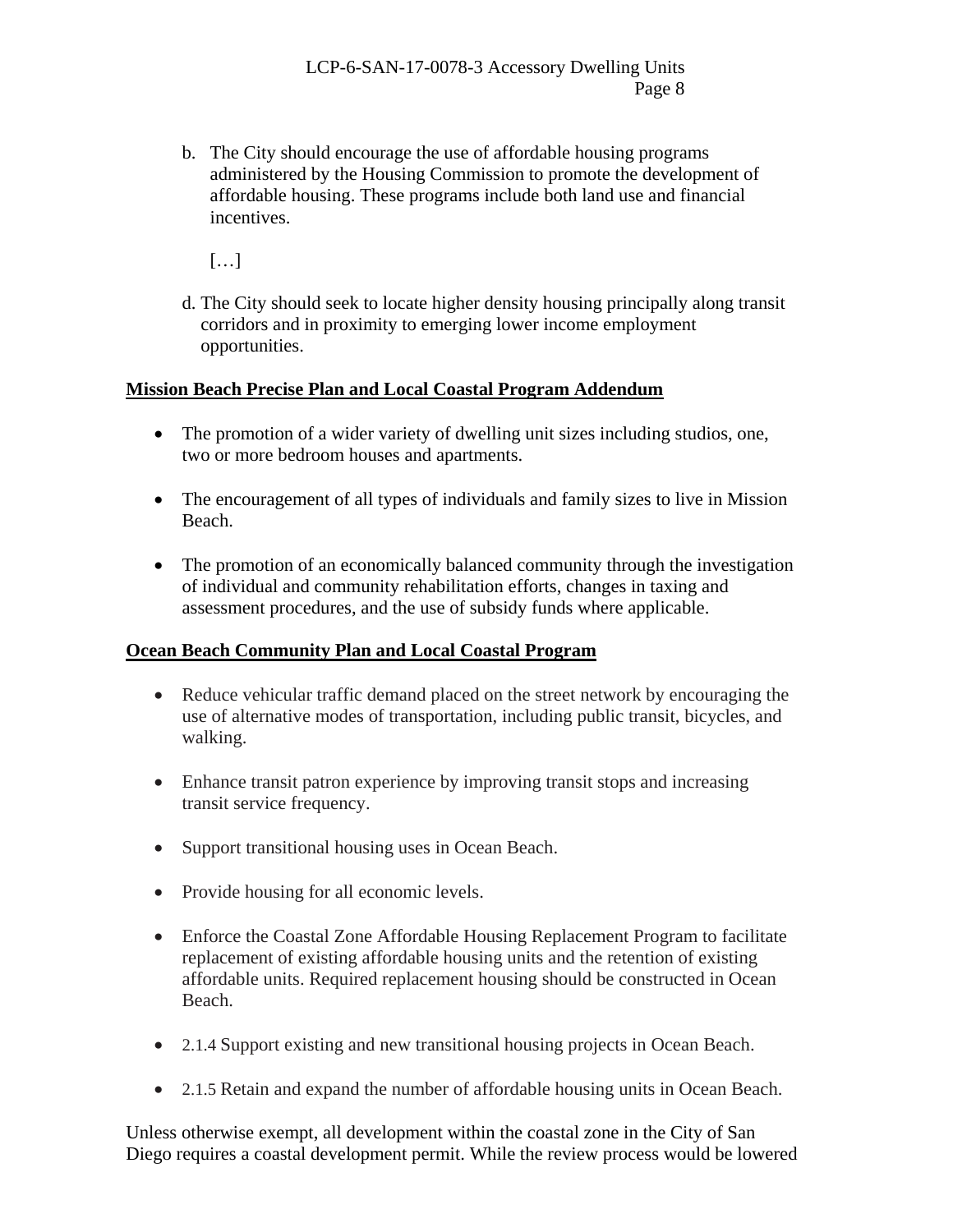b. The City should encourage the use of affordable housing programs administered by the Housing Commission to promote the development of affordable housing. These programs include both land use and financial incentives.

[…]

d. The City should seek to locate higher density housing principally along transit corridors and in proximity to emerging lower income employment opportunities.

**Mission Beach Precise Plan and Local Coastal Program Addendum**

- The promotion of a wider variety of dwelling unit sizes including studios, one, two or more bedroom houses and apartments.
- The encouragement of all types of individuals and family sizes to live in Mission Beach.
- The promotion of an economically balanced community through the investigation of individual and community rehabilitation efforts, changes in taxing and assessment procedures, and the use of subsidy funds where applicable.

**Ocean Beach Community Plan and Local Coastal Program**

- Reduce vehicular traffic demand placed on the street network by encouraging the use of alternative modes of transportation, including public transit, bicycles, and walking.
- Enhance transit patron experience by improving transit stops and increasing transit service frequency.
- Support transitional housing uses in Ocean Beach.
- Provide housing for all economic levels.
- Enforce the Coastal Zone Affordable Housing Replacement Program to facilitate replacement of existing affordable housing units and the retention of existing affordable units. Required replacement housing should be constructed in Ocean Beach.
- 2.1.4 Support existing and new transitional housing projects in Ocean Beach.
- 2.1.5 Retain and expand the number of affordable housing units in Ocean Beach.

Unless otherwise exempt, all development within the coastal zone in the City of San Diego requires a coastal development permit. While the review process would be lowered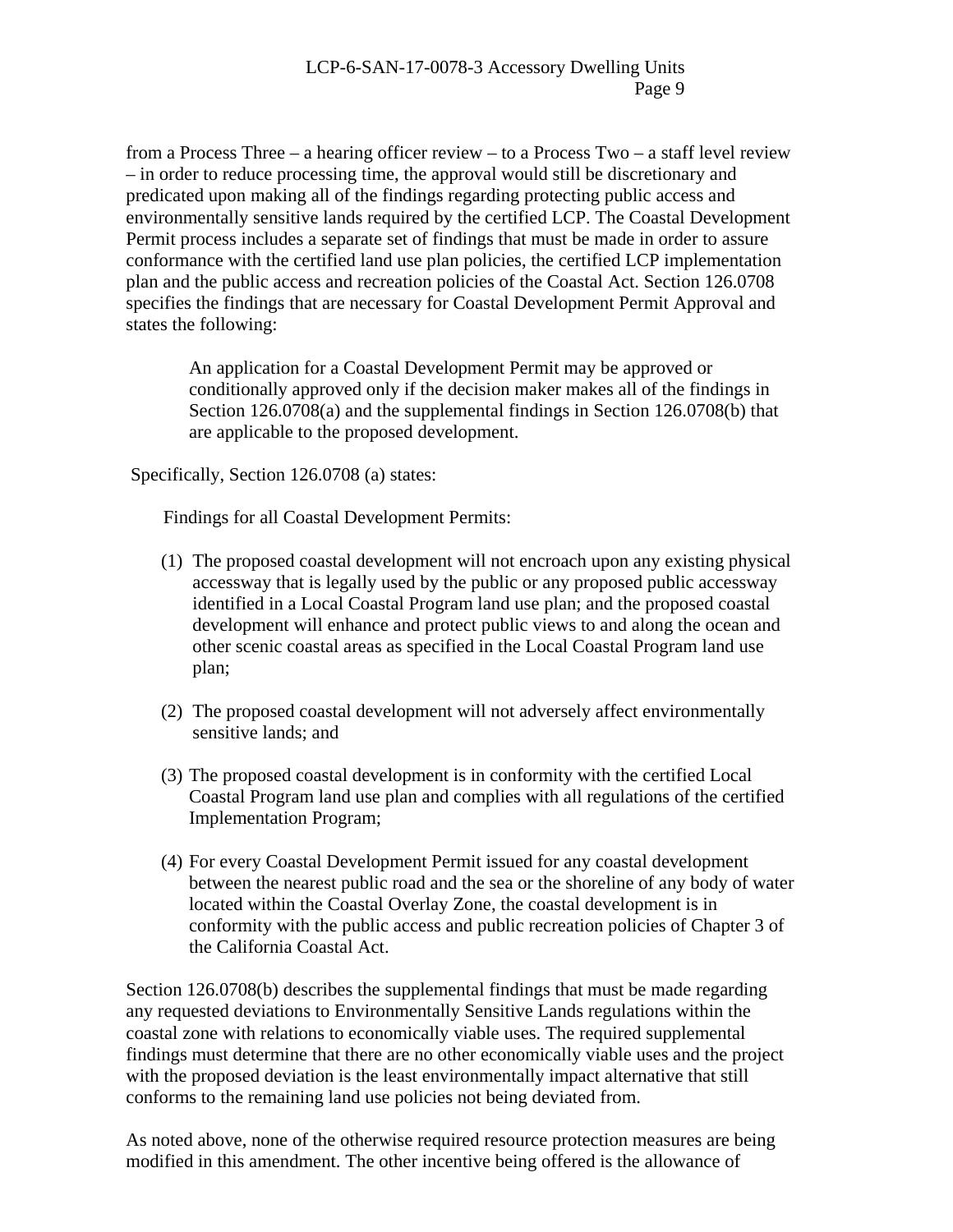from a Process Three – a hearing officer review – to a Process Two – a staff level review – in order to reduce processing time, the approval would still be discretionary and predicated upon making all of the findings regarding protecting public access and environmentally sensitive lands required by the certified LCP. The Coastal Development Permit process includes a separate set of findings that must be made in order to assure conformance with the certified land use plan policies, the certified LCP implementation plan and the public access and recreation policies of the Coastal Act. Section 126.0708 specifies the findings that are necessary for Coastal Development Permit Approval and states the following:

> An application for a Coastal Development Permit may be approved or conditionally approved only if the decision maker makes all of the findings in Section 126.0708(a) and the supplemental findings in Section 126.0708(b) that are applicable to the proposed development.

Specifically, Section 126.0708 (a) states:

> Findings for all Coastal Development Permits:
>
> (1) The proposed coastal development will not encroach upon any existing physical accessway that is legally used by the public or any proposed public accessway identified in a Local Coastal Program land use plan; and the proposed coastal development will enhance and protect public views to and along the ocean and other scenic coastal areas as specified in the Local Coastal Program land use plan;
>
> (2) The proposed coastal development will not adversely affect environmentally sensitive lands; and
>
> (3) The proposed coastal development is in conformity with the certified Local Coastal Program land use plan and complies with all regulations of the certified Implementation Program;
>
> (4) For every Coastal Development Permit issued for any coastal development between the nearest public road and the sea or the shoreline of any body of water located within the Coastal Overlay Zone, the coastal development is in conformity with the public access and public recreation policies of Chapter 3 of the California Coastal Act.

Section 126.0708(b) describes the supplemental findings that must be made regarding any requested deviations to Environmentally Sensitive Lands regulations within the coastal zone with relations to economically viable uses. The required supplemental findings must determine that there are no other economically viable uses and the project with the proposed deviation is the least environmentally impact alternative that still conforms to the remaining land use policies not being deviated from.

As noted above, none of the otherwise required resource protection measures are being modified in this amendment. The other incentive being offered is the allowance of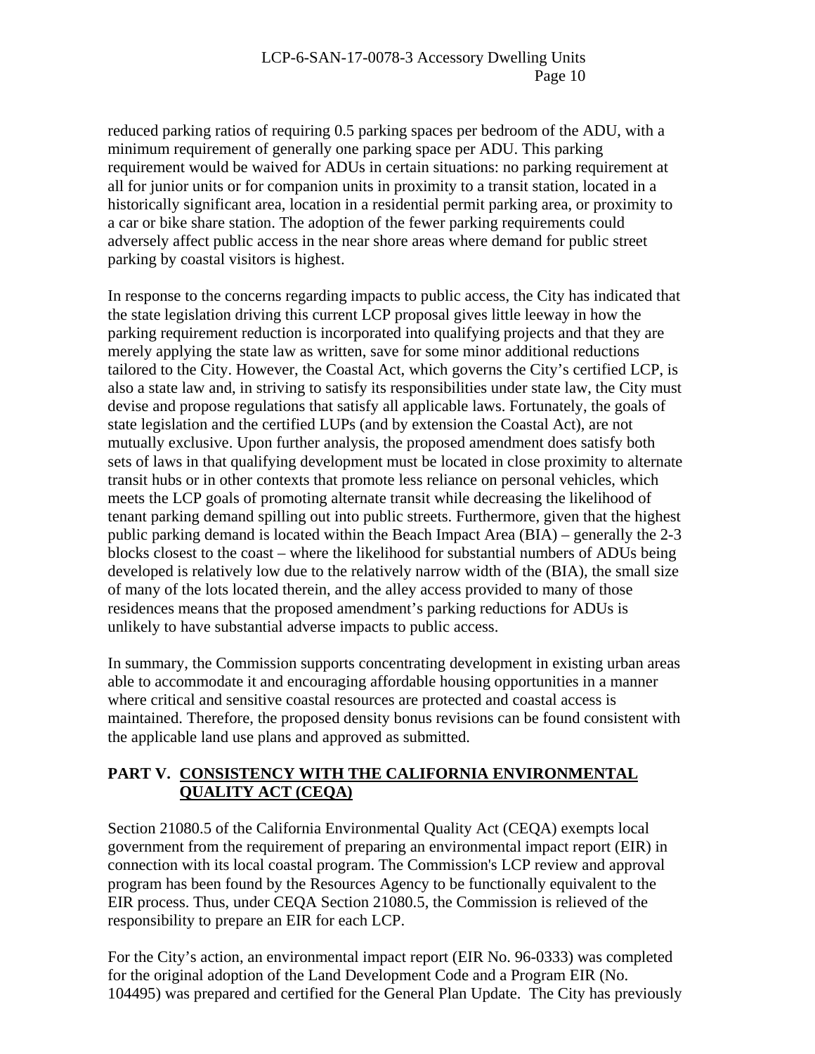reduced parking ratios of requiring 0.5 parking spaces per bedroom of the ADU, with a minimum requirement of generally one parking space per ADU. This parking requirement would be waived for ADUs in certain situations: no parking requirement at all for junior units or for companion units in proximity to a transit station, located in a historically significant area, location in a residential permit parking area, or proximity to a car or bike share station. The adoption of the fewer parking requirements could adversely affect public access in the near shore areas where demand for public street parking by coastal visitors is highest.

In response to the concerns regarding impacts to public access, the City has indicated that the state legislation driving this current LCP proposal gives little leeway in how the parking requirement reduction is incorporated into qualifying projects and that they are merely applying the state law as written, save for some minor additional reductions tailored to the City. However, the Coastal Act, which governs the City's certified LCP, is also a state law and, in striving to satisfy its responsibilities under state law, the City must devise and propose regulations that satisfy all applicable laws. Fortunately, the goals of state legislation and the certified LUPs (and by extension the Coastal Act), are not mutually exclusive. Upon further analysis, the proposed amendment does satisfy both sets of laws in that qualifying development must be located in close proximity to alternate transit hubs or in other contexts that promote less reliance on personal vehicles, which meets the LCP goals of promoting alternate transit while decreasing the likelihood of tenant parking demand spilling out into public streets. Furthermore, given that the highest public parking demand is located within the Beach Impact Area (BIA) – generally the 2-3 blocks closest to the coast – where the likelihood for substantial numbers of ADUs being developed is relatively low due to the relatively narrow width of the (BIA), the small size of many of the lots located therein, and the alley access provided to many of those residences means that the proposed amendment's parking reductions for ADUs is unlikely to have substantial adverse impacts to public access.

In summary, the Commission supports concentrating development in existing urban areas able to accommodate it and encouraging affordable housing opportunities in a manner where critical and sensitive coastal resources are protected and coastal access is maintained. Therefore, the proposed density bonus revisions can be found consistent with the applicable land use plans and approved as submitted.

## PART V. CONSISTENCY WITH THE CALIFORNIA ENVIRONMENTAL QUALITY ACT (CEQA)

Section 21080.5 of the California Environmental Quality Act (CEQA) exempts local government from the requirement of preparing an environmental impact report (EIR) in connection with its local coastal program. The Commission's LCP review and approval program has been found by the Resources Agency to be functionally equivalent to the EIR process. Thus, under CEQA Section 21080.5, the Commission is relieved of the responsibility to prepare an EIR for each LCP.

For the City's action, an environmental impact report (EIR No. 96-0333) was completed for the original adoption of the Land Development Code and a Program EIR (No. 104495) was prepared and certified for the General Plan Update. The City has previously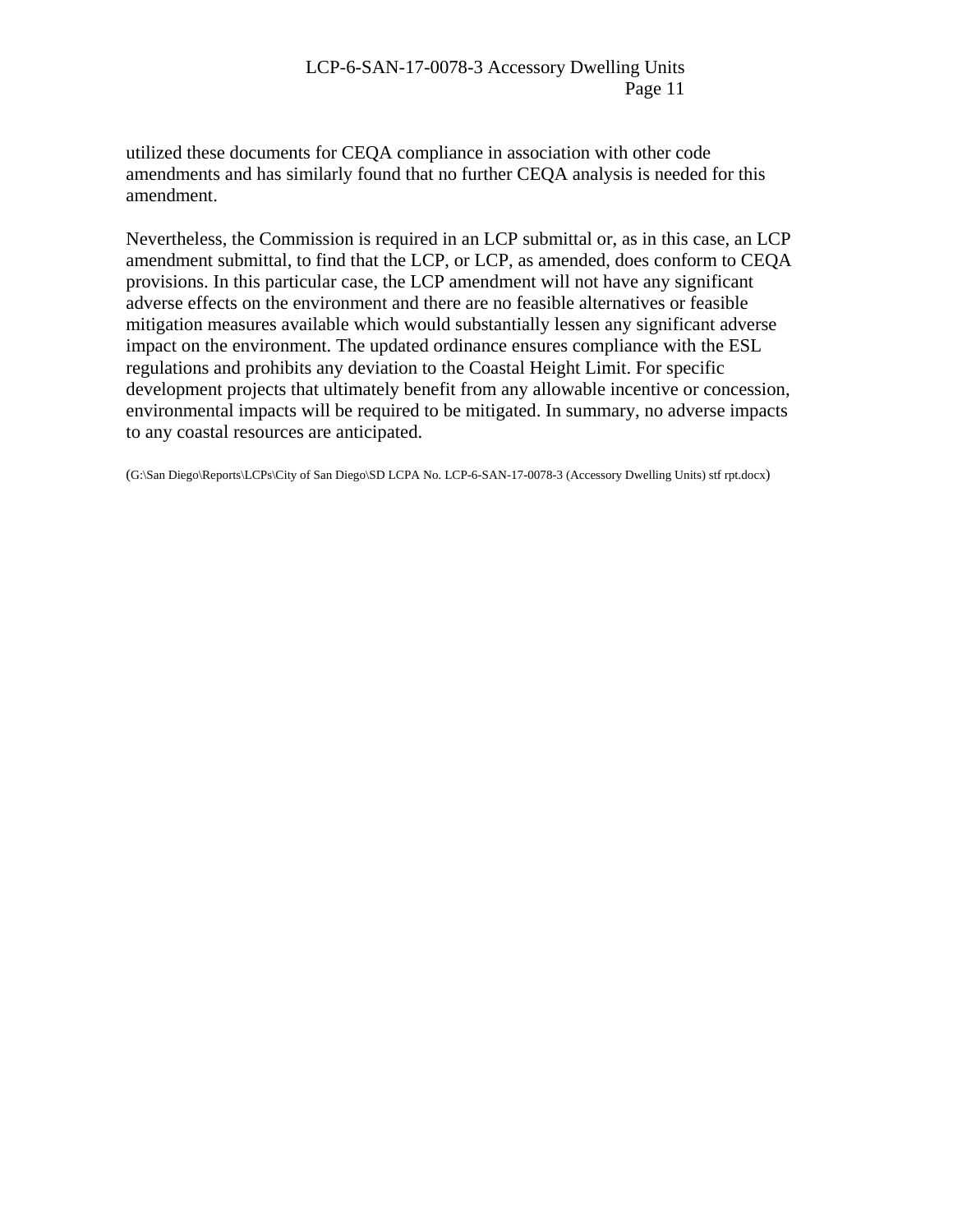utilized these documents for CEQA compliance in association with other code amendments and has similarly found that no further CEQA analysis is needed for this amendment.

Nevertheless, the Commission is required in an LCP submittal or, as in this case, an LCP amendment submittal, to find that the LCP, or LCP, as amended, does conform to CEQA provisions. In this particular case, the LCP amendment will not have any significant adverse effects on the environment and there are no feasible alternatives or feasible mitigation measures available which would substantially lessen any significant adverse impact on the environment. The updated ordinance ensures compliance with the ESL regulations and prohibits any deviation to the Coastal Height Limit. For specific development projects that ultimately benefit from any allowable incentive or concession, environmental impacts will be required to be mitigated. In summary, no adverse impacts to any coastal resources are anticipated.

(G:\San Diego\Reports\LCPs\City of San Diego\SD LCPA No. LCP-6-SAN-17-0078-3 (Accessory Dwelling Units) stf rpt.docx)